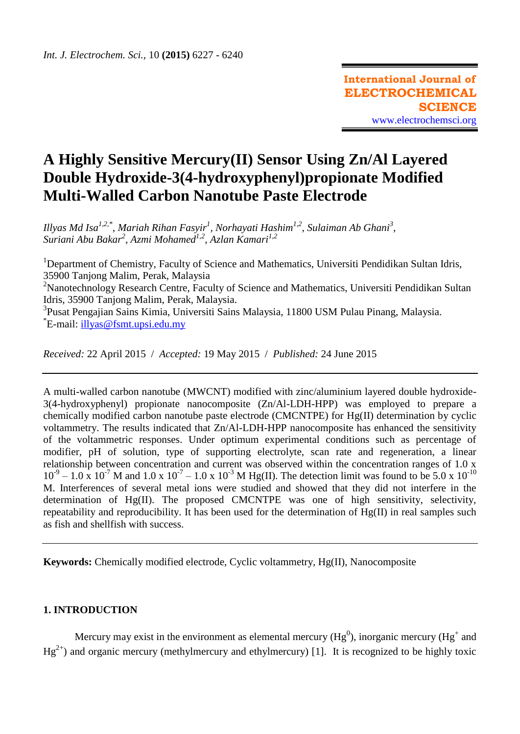# A Highly Sensitive Mercury(II) Sensor Using Zn/Al Layered Double Hydroxide-3(4-hydroxyphenyl)propionate Modified Multi-Walled Carbon Nanotube Paste Electrode

*Illyas Md Isa*[1,2,*], *Mariah Rihan Fasyir*[1], *Norhayati Hashim*[1,2], *Sulaiman Ab Ghani*[3], *Suriani Abu Bakar*[2], *Azmi Mohamed*[1,2], *Azlan Kamari*[1,2]

[1]Department of Chemistry, Faculty of Science and Mathematics, Universiti Pendidikan Sultan Idris, 35900 Tanjong Malim, Perak, Malaysia
[2]Nanotechnology Research Centre, Faculty of Science and Mathematics, Universiti Pendidikan Sultan Idris, 35900 Tanjong Malim, Perak, Malaysia.
[3]Pusat Pengajian Sains Kimia, Universiti Sains Malaysia, 11800 USM Pulau Pinang, Malaysia.
[*]E-mail: illyas@fsmt.upsi.edu.my

*Received:* 22 April 2015 / *Accepted:* 19 May 2015 / *Published:* 24 June 2015

---

A multi-walled carbon nanotube (MWCNT) modified with zinc/aluminium layered double hydroxide-3(4-hydroxyphenyl) propionate nanocomposite (Zn/Al-LDH-HPP) was employed to prepare a chemically modified carbon nanotube paste electrode (CMCNTPE) for Hg(II) determination by cyclic voltammetry. The results indicated that Zn/Al-LDH-HPP nanocomposite has enhanced the sensitivity of the voltammetric responses. Under optimum experimental conditions such as percentage of modifier, pH of solution, type of supporting electrolyte, scan rate and regeneration, a linear relationship between concentration and current was observed within the concentration ranges of $1.0 \times 10^{-9} - 1.0 \times 10^{-7}$ M and $1.0 \times 10^{-7} - 1.0 \times 10^{-3}$ M Hg(II). The detection limit was found to be $5.0 \times 10^{-10}$ M. Interferences of several metal ions were studied and showed that they did not interfere in the determination of Hg(II). The proposed CMCNTPE was one of high sensitivity, selectivity, repeatability and reproducibility. It has been used for the determination of Hg(II) in real samples such as fish and shellfish with success.

---

**Keywords:** Chemically modified electrode, Cyclic voltammetry, Hg(II), Nanocomposite

## 1. INTRODUCTION

Mercury may exist in the environment as elemental mercury ($Hg^0$), inorganic mercury ($Hg^+$ and $Hg^{2+}$) and organic mercury (methylmercury and ethylmercury) [1]. It is recognized to be highly toxic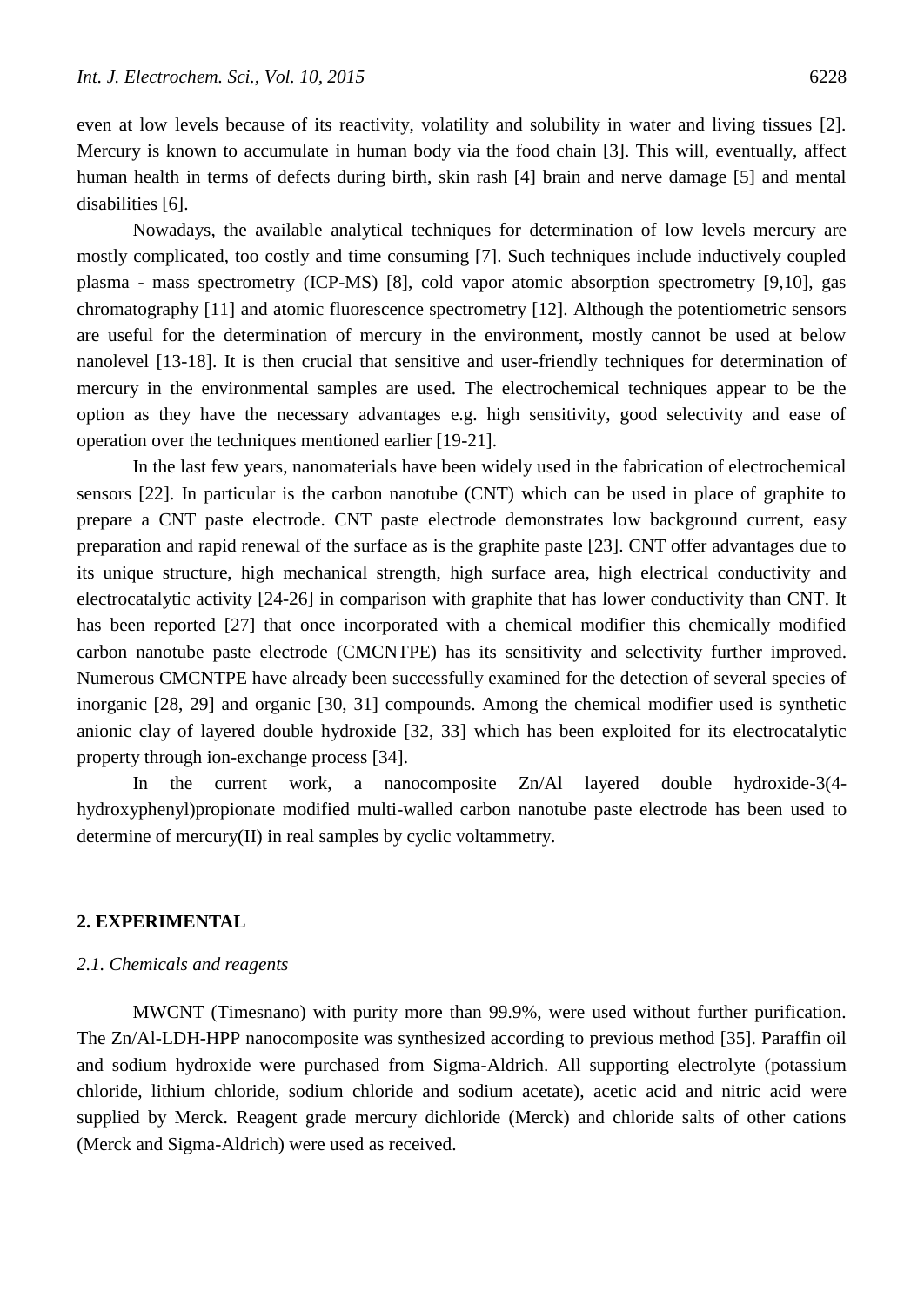even at low levels because of its reactivity, volatility and solubility in water and living tissues [2]. Mercury is known to accumulate in human body via the food chain [3]. This will, eventually, affect human health in terms of defects during birth, skin rash [4] brain and nerve damage [5] and mental disabilities [6].

Nowadays, the available analytical techniques for determination of low levels mercury are mostly complicated, too costly and time consuming [7]. Such techniques include inductively coupled plasma - mass spectrometry (ICP-MS) [8], cold vapor atomic absorption spectrometry [9,10], gas chromatography [11] and atomic fluorescence spectrometry [12]. Although the potentiometric sensors are useful for the determination of mercury in the environment, mostly cannot be used at below nanolevel [13-18]. It is then crucial that sensitive and user-friendly techniques for determination of mercury in the environmental samples are used. The electrochemical techniques appear to be the option as they have the necessary advantages e.g. high sensitivity, good selectivity and ease of operation over the techniques mentioned earlier [19-21].

In the last few years, nanomaterials have been widely used in the fabrication of electrochemical sensors [22]. In particular is the carbon nanotube (CNT) which can be used in place of graphite to prepare a CNT paste electrode. CNT paste electrode demonstrates low background current, easy preparation and rapid renewal of the surface as is the graphite paste [23]. CNT offer advantages due to its unique structure, high mechanical strength, high surface area, high electrical conductivity and electrocatalytic activity [24-26] in comparison with graphite that has lower conductivity than CNT. It has been reported [27] that once incorporated with a chemical modifier this chemically modified carbon nanotube paste electrode (CMCNTPE) has its sensitivity and selectivity further improved. Numerous CMCNTPE have already been successfully examined for the detection of several species of inorganic [28, 29] and organic [30, 31] compounds. Among the chemical modifier used is synthetic anionic clay of layered double hydroxide [32, 33] which has been exploited for its electrocatalytic property through ion-exchange process [34].

In the current work, a nanocomposite Zn/Al layered double hydroxide-3(4-hydroxyphenyl)propionate modified multi-walled carbon nanotube paste electrode has been used to determine of mercury(II) in real samples by cyclic voltammetry.

## 2. EXPERIMENTAL

### *2.1. Chemicals and reagents*

MWCNT (Timesnano) with purity more than 99.9%, were used without further purification. The Zn/Al-LDH-HPP nanocomposite was synthesized according to previous method [35]. Paraffin oil and sodium hydroxide were purchased from Sigma-Aldrich. All supporting electrolyte (potassium chloride, lithium chloride, sodium chloride and sodium acetate), acetic acid and nitric acid were supplied by Merck. Reagent grade mercury dichloride (Merck) and chloride salts of other cations (Merck and Sigma-Aldrich) were used as received.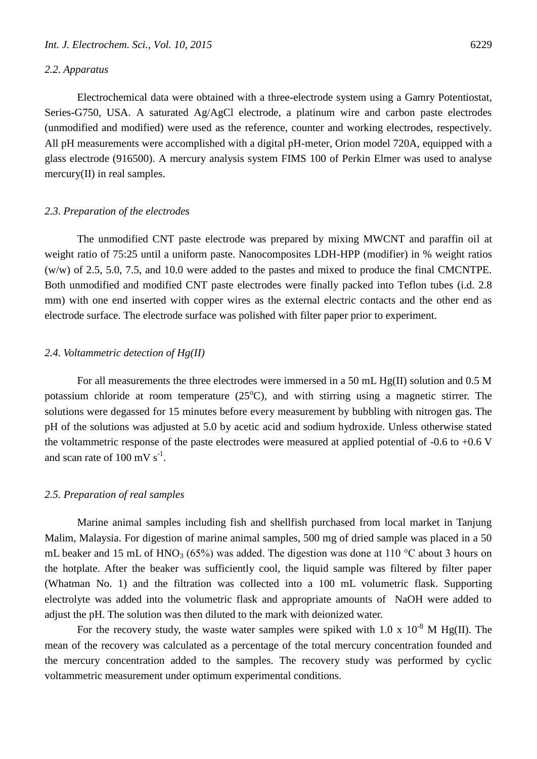### 2.2. Apparatus

Electrochemical data were obtained with a three-electrode system using a Gamry Potentiostat, Series-G750, USA. A saturated Ag/AgCl electrode, a platinum wire and carbon paste electrodes (unmodified and modified) were used as the reference, counter and working electrodes, respectively. All pH measurements were accomplished with a digital pH-meter, Orion model 720A, equipped with a glass electrode (916500). A mercury analysis system FIMS 100 of Perkin Elmer was used to analyse mercury(II) in real samples.

### 2.3. Preparation of the electrodes

The unmodified CNT paste electrode was prepared by mixing MWCNT and paraffin oil at weight ratio of 75:25 until a uniform paste. Nanocomposites LDH-HPP (modifier) in % weight ratios (w/w) of 2.5, 5.0, 7.5, and 10.0 were added to the pastes and mixed to produce the final CMCNTPE. Both unmodified and modified CNT paste electrodes were finally packed into Teflon tubes (i.d. 2.8 mm) with one end inserted with copper wires as the external electric contacts and the other end as electrode surface. The electrode surface was polished with filter paper prior to experiment.

### 2.4. Voltammetric detection of Hg(II)

For all measurements the three electrodes were immersed in a 50 mL Hg(II) solution and 0.5 M potassium chloride at room temperature (25$^{o}$C), and with stirring using a magnetic stirrer. The solutions were degassed for 15 minutes before every measurement by bubbling with nitrogen gas. The pH of the solutions was adjusted at 5.0 by acetic acid and sodium hydroxide. Unless otherwise stated the voltammetric response of the paste electrodes were measured at applied potential of -0.6 to +0.6 V and scan rate of 100 mV $s^{-1}$.

### 2.5. Preparation of real samples

Marine animal samples including fish and shellfish purchased from local market in Tanjung Malim, Malaysia. For digestion of marine animal samples, 500 mg of dried sample was placed in a 50 mL beaker and 15 mL of $HNO_3$ (65%) was added. The digestion was done at 110 °C about 3 hours on the hotplate. After the beaker was sufficiently cool, the liquid sample was filtered by filter paper (Whatman No. 1) and the filtration was collected into a 100 mL volumetric flask. Supporting electrolyte was added into the volumetric flask and appropriate amounts of NaOH were added to adjust the pH. The solution was then diluted to the mark with deionized water.

For the recovery study, the waste water samples were spiked with 1.0 x $10^{-8}$ M Hg(II). The mean of the recovery was calculated as a percentage of the total mercury concentration founded and the mercury concentration added to the samples. The recovery study was performed by cyclic voltammetric measurement under optimum experimental conditions.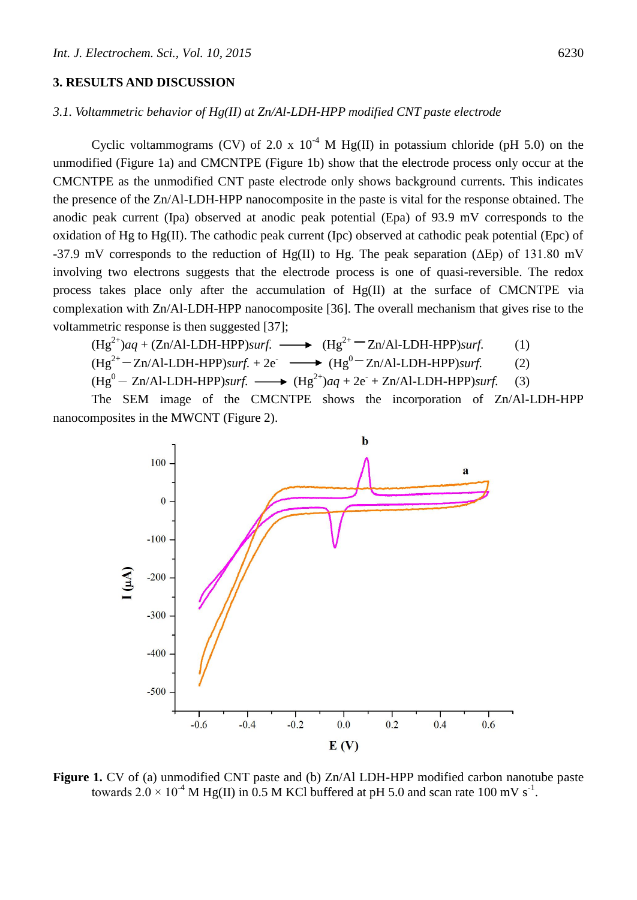## 3. RESULTS AND DISCUSSION

### *3.1. Voltammetric behavior of Hg(II) at Zn/Al-LDH-HPP modified CNT paste electrode*

Cyclic voltammograms (CV) of 2.0 x $10^{-4}$ M Hg(II) in potassium chloride (pH 5.0) on the unmodified (Figure 1a) and CMCNTPE (Figure 1b) show that the electrode process only occur at the CMCNTPE as the unmodified CNT paste electrode only shows background currents. This indicates the presence of the Zn/Al-LDH-HPP nanocomposite in the paste is vital for the response obtained. The anodic peak current (Ipa) observed at anodic peak potential (Epa) of 93.9 mV corresponds to the oxidation of Hg to Hg(II). The cathodic peak current (Ipc) observed at cathodic peak potential (Epc) of -37.9 mV corresponds to the reduction of Hg(II) to Hg. The peak separation (ΔEp) of 131.80 mV involving two electrons suggests that the electrode process is one of quasi-reversible. The redox process takes place only after the accumulation of Hg(II) at the surface of CMCNTPE via complexation with Zn/Al-LDH-HPP nanocomposite [36]. The overall mechanism that gives rise to the voltammetric response is then suggested [37];

$$(Hg^{2+})aq + (Zn/Al\text{-}LDH\text{-}HPP)surf. \longrightarrow (Hg^{2+} - Zn/Al\text{-}LDH\text{-}HPP)surf. \quad (1)$$

$$(Hg^{2+} - Zn/Al\text{-}LDH\text{-}HPP)surf. + 2e^{-} \longrightarrow (Hg^{0} - Zn/Al\text{-}LDH\text{-}HPP)surf. \quad (2)$$

$$(Hg^{0} - Zn/Al\text{-}LDH\text{-}HPP)surf. \longrightarrow (Hg^{2+})aq + 2e^{-} + (Zn/Al\text{-}LDH\text{-}HPP)surf. \quad (3)$$

The SEM image of the CMCNTPE shows the incorporation of Zn/Al-LDH-HPP nanocomposites in the MWCNT (Figure 2).

**Figure 1.** CV of (a) unmodified CNT paste and (b) Zn/Al LDH-HPP modified carbon nanotube paste towards 2.0 × $10^{-4}$ M Hg(II) in 0.5 M KCl buffered at pH 5.0 and scan rate 100 mV $s^{-1}$.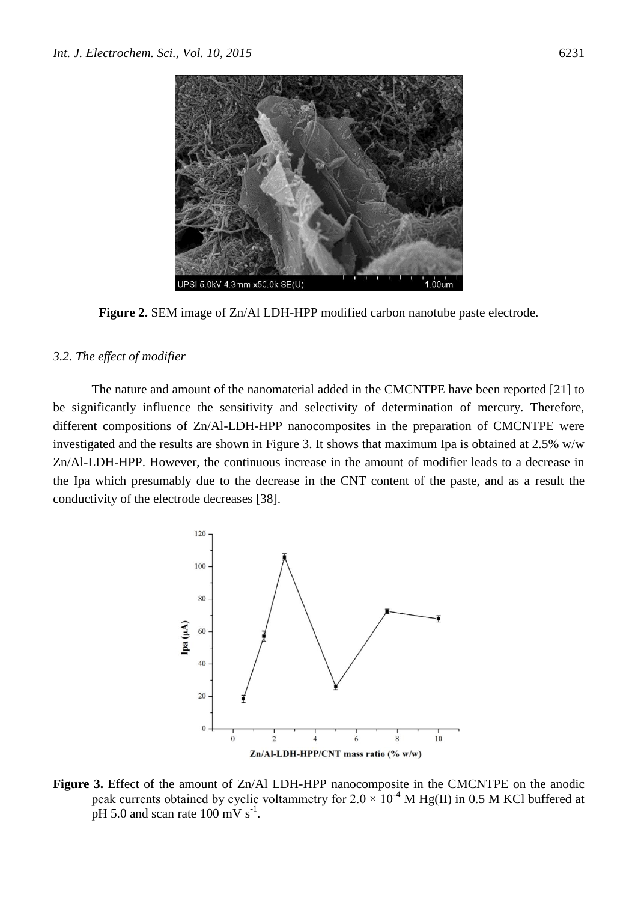**Figure 2.** SEM image of Zn/Al LDH-HPP modified carbon nanotube paste electrode.

### *3.2. The effect of modifier*

The nature and amount of the nanomaterial added in the CMCNTPE have been reported [21] to be significantly influence the sensitivity and selectivity of determination of mercury. Therefore, different compositions of Zn/Al-LDH-HPP nanocomposites in the preparation of CMCNTPE were investigated and the results are shown in Figure 3. It shows that maximum Ipa is obtained at 2.5% w/w Zn/Al-LDH-HPP. However, the continuous increase in the amount of modifier leads to a decrease in the Ipa which presumably due to the decrease in the CNT content of the paste, and as a result the conductivity of the electrode decreases [38].

**Figure 3.** Effect of the amount of Zn/Al LDH-HPP nanocomposite in the CMCNTPE on the anodic peak currents obtained by cyclic voltammetry for $2.0 \times 10^{-4}$ M Hg(II) in 0.5 M KCl buffered at pH 5.0 and scan rate 100 mV $s^{-1}$.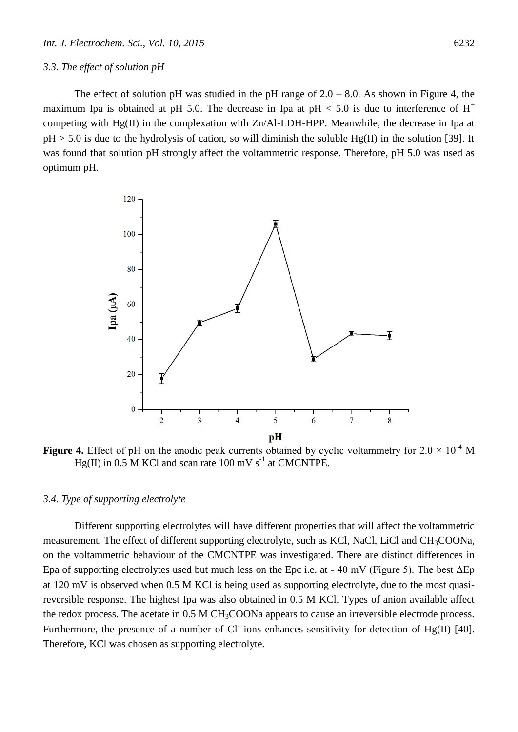### 3.3. The effect of solution pH

The effect of solution pH was studied in the pH range of 2.0 – 8.0. As shown in Figure 4, the maximum Ipa is obtained at pH 5.0. The decrease in Ipa at pH < 5.0 is due to interference of $H^+$ competing with Hg(II) in the complexation with Zn/Al-LDH-HPP. Meanwhile, the decrease in Ipa at pH > 5.0 is due to the hydrolysis of cation, so will diminish the soluble Hg(II) in the solution [39]. It was found that solution pH strongly affect the voltammetric response. Therefore, pH 5.0 was used as optimum pH.

**Figure 4.** Effect of pH on the anodic peak currents obtained by cyclic voltammetry for $2.0 \times 10^{-4}$ M Hg(II) in 0.5 M KCl and scan rate 100 mV $s^{-1}$ at CMCNTPE.

### 3.4. Type of supporting electrolyte

Different supporting electrolytes will have different properties that will affect the voltammetric measurement. The effect of different supporting electrolyte, such as KCl, NaCl, LiCl and $CH_3COONa$, on the voltammetric behaviour of the CMCNTPE was investigated. There are distinct differences in Epa of supporting electrolytes used but much less on the Epc i.e. at - 40 mV (Figure 5). The best ΔEp at 120 mV is observed when 0.5 M KCl is being used as supporting electrolyte, due to the most quasi-reversible response. The highest Ipa was also obtained in 0.5 M KCl. Types of anion available affect the redox process. The acetate in 0.5 M $CH_3COONa$ appears to cause an irreversible electrode process. Furthermore, the presence of a number of $Cl^-$ ions enhances sensitivity for detection of Hg(II) [40]. Therefore, KCl was chosen as supporting electrolyte.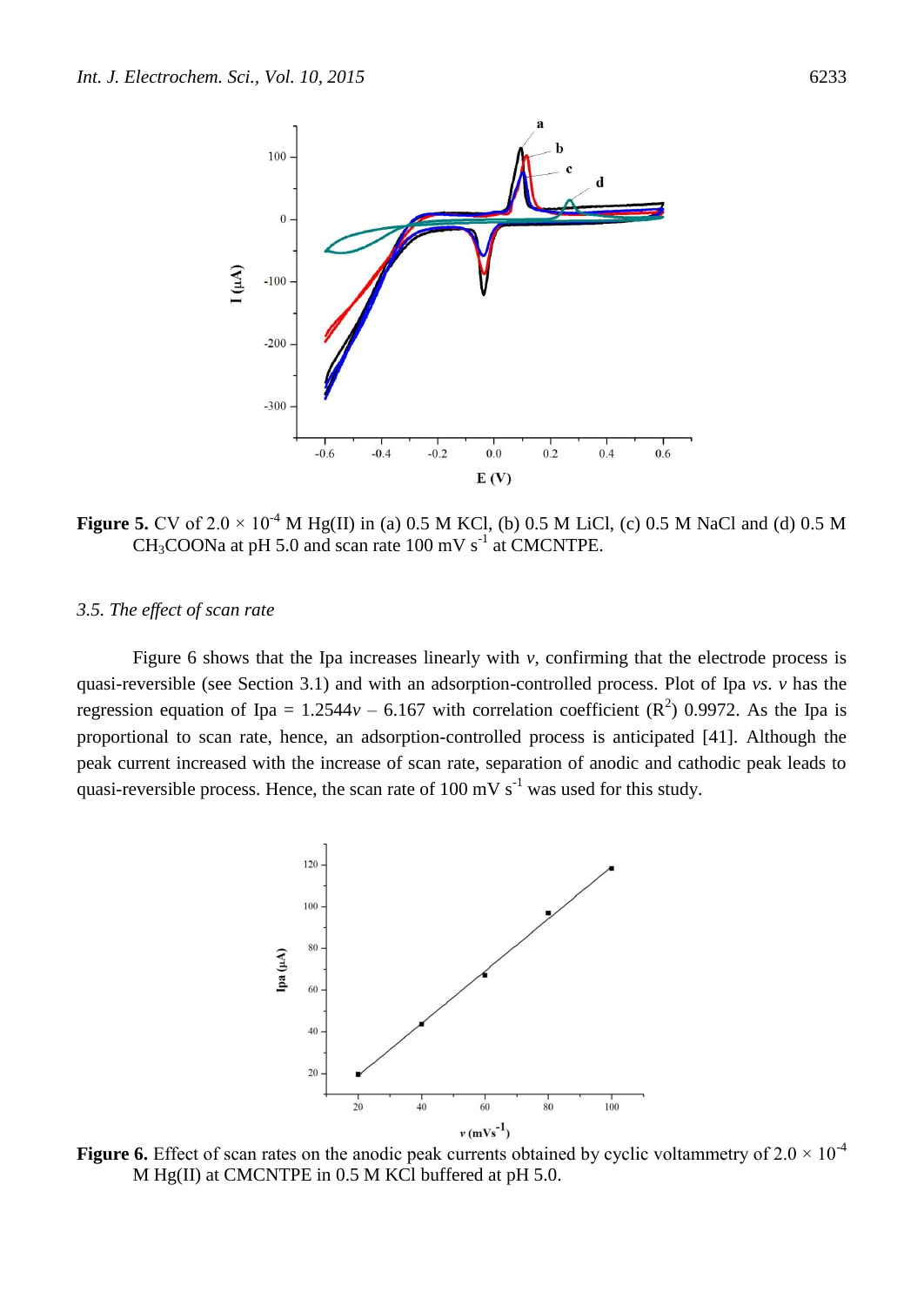**Figure 5.** CV of 2.0 × $10^{-4}$ M Hg(II) in (a) 0.5 M KCl, (b) 0.5 M LiCl, (c) 0.5 M NaCl and (d) 0.5 M $CH_3COONa$ at pH 5.0 and scan rate 100 mV $s^{-1}$ at CMCNTPE.

### *3.5. The effect of scan rate*

Figure 6 shows that the Ipa increases linearly with $v$, confirming that the electrode process is quasi-reversible (see Section 3.1) and with an adsorption-controlled process. Plot of Ipa *vs*. $v$ has the regression equation of Ipa = $1.2544v - 6.167$ with correlation coefficient ($R^2$) 0.9972. As the Ipa is proportional to scan rate, hence, an adsorption-controlled process is anticipated [41]. Although the peak current increased with the increase of scan rate, separation of anodic and cathodic peak leads to quasi-reversible process. Hence, the scan rate of 100 mV $s^{-1}$ was used for this study.

**Figure 6.** Effect of scan rates on the anodic peak currents obtained by cyclic voltammetry of 2.0 × $10^{-4}$ M Hg(II) at CMCNTPE in 0.5 M KCl buffered at pH 5.0.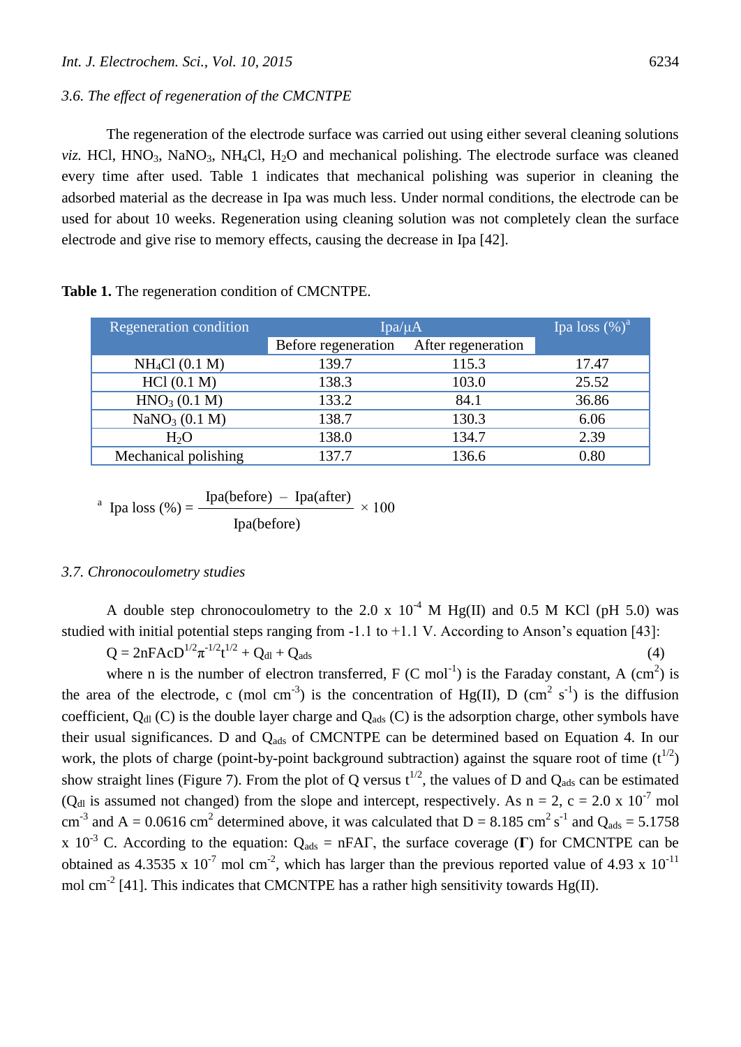### *3.6. The effect of regeneration of the CMCNTPE*

The regeneration of the electrode surface was carried out using either several cleaning solutions *viz.* HCl, $HNO_3$, $NaNO_3$, $NH_4Cl$, $H_2O$ and mechanical polishing. The electrode surface was cleaned every time after used. Table 1 indicates that mechanical polishing was superior in cleaning the adsorbed material as the decrease in Ipa was much less. Under normal conditions, the electrode can be used for about 10 weeks. Regeneration using cleaning solution was not completely clean the surface electrode and give rise to memory effects, causing the decrease in Ipa [42].

**Table 1.** The regeneration condition of CMCNTPE.

| Regeneration condition | Ipa/μA | | Ipa loss (%)[a] |
|---|---|---|---|
| | Before regeneration | After regeneration | |
| $NH_4Cl$ (0.1 M) | 139.7 | 115.3 | 17.47 |
| HCl (0.1 M) | 138.3 | 103.0 | 25.52 |
| $HNO_3$ (0.1 M) | 133.2 | 84.1 | 36.86 |
| $NaNO_3$ (0.1 M) | 138.7 | 130.3 | 6.06 |
| $H_2O$ | 138.0 | 134.7 | 2.39 |
| Mechanical polishing | 137.7 | 136.6 | 0.80 |

[a] $$\text{Ipa loss (\%)} = \frac{\text{Ipa(before)} - \text{Ipa(after)}}{\text{Ipa(before)}} \times 100$$

### *3.7. Chronocoulometry studies*

A double step chronocoulometry to the $2.0 \times 10^{-4}$ M Hg(II) and 0.5 M KCl (pH 5.0) was studied with initial potential steps ranging from -1.1 to +1.1 V. According to Anson's equation [43]:

$$Q = 2nFAcD^{1/2}\pi^{-1/2}t^{1/2} + Q_{dl} + Q_{ads} \quad (4)$$

where n is the number of electron transferred, F (C $mol^{-1}$) is the Faraday constant, A ($cm^2$) is the area of the electrode, c (mol $cm^{-3}$) is the concentration of Hg(II), D ($cm^2$ $s^{-1}$) is the diffusion coefficient, $Q_{dl}$ (C) is the double layer charge and $Q_{ads}$ (C) is the adsorption charge, other symbols have their usual significances. D and $Q_{ads}$ of CMCNTPE can be determined based on Equation 4. In our work, the plots of charge (point-by-point background subtraction) against the square root of time ($t^{1/2}$) show straight lines (Figure 7). From the plot of Q versus $t^{1/2}$, the values of D and $Q_{ads}$ can be estimated ($Q_{dl}$ is assumed not changed) from the slope and intercept, respectively. As n = 2, c = $2.0 \times 10^{-7}$ mol $cm^{-3}$ and A = 0.0616 $cm^2$ determined above, it was calculated that D = 8.185 $cm^2$ $s^{-1}$ and $Q_{ads}$ = $5.1758 \times 10^{-3}$ C. According to the equation: $Q_{ads} = nFA\Gamma$, the surface coverage (**Γ**) for CMCNTPE can be obtained as $4.3535 \times 10^{-7}$ mol $cm^{-2}$, which has larger than the previous reported value of $4.93 \times 10^{-11}$ mol $cm^{-2}$ [41]. This indicates that CMCNTPE has a rather high sensitivity towards Hg(II).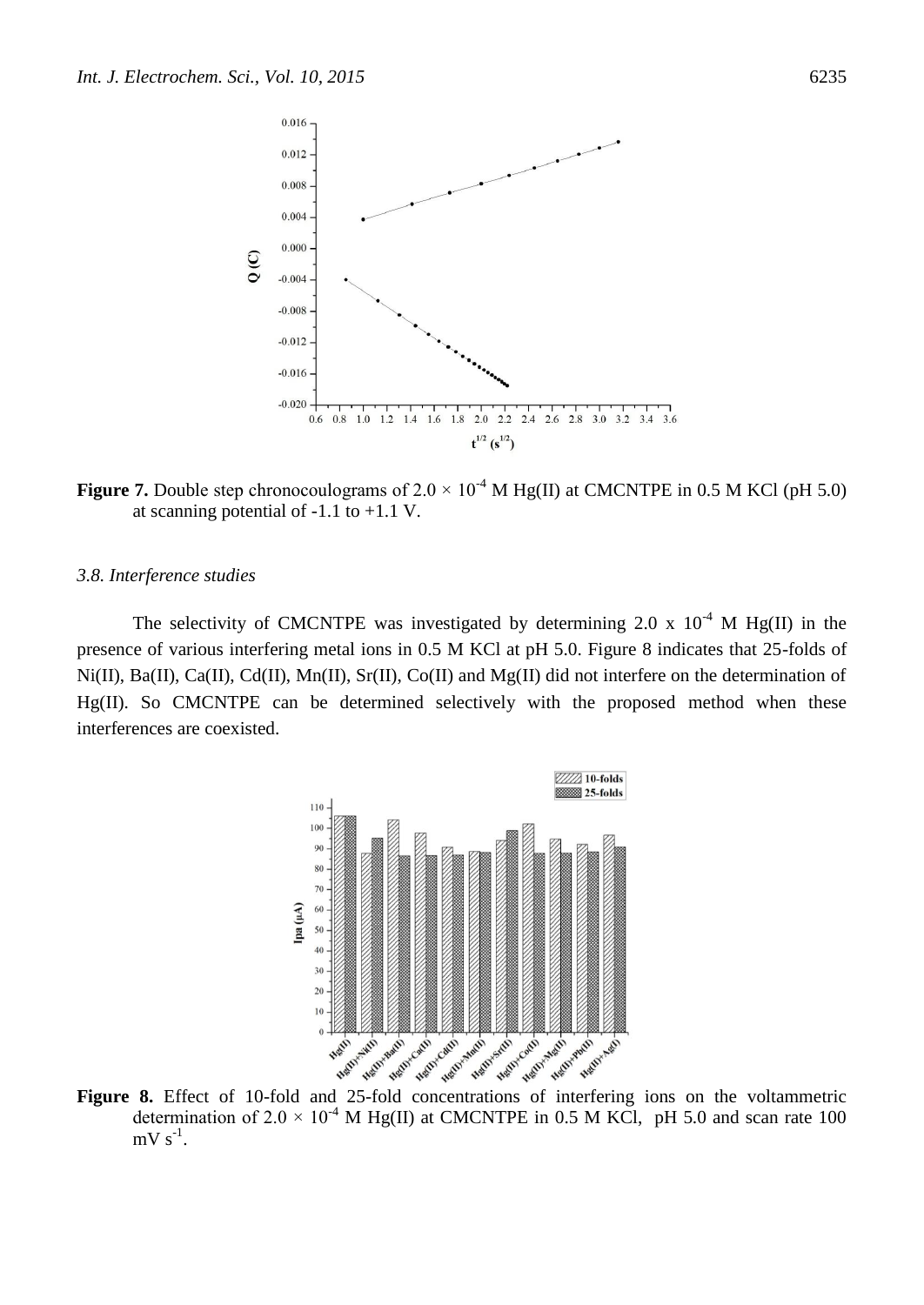**Figure 7.** Double step chronocoulograms of $2.0 \times 10^{-4}$ M Hg(II) at CMCNTPE in 0.5 M KCl (pH 5.0) at scanning potential of -1.1 to +1.1 V.

### *3.8. Interference studies*

The selectivity of CMCNTPE was investigated by determining 2.0 x $10^{-4}$ M Hg(II) in the presence of various interfering metal ions in 0.5 M KCl at pH 5.0. Figure 8 indicates that 25-folds of Ni(II), Ba(II), Ca(II), Cd(II), Mn(II), Sr(II), Co(II) and Mg(II) did not interfere on the determination of Hg(II). So CMCNTPE can be determined selectively with the proposed method when these interferences are coexisted.

**Figure 8.** Effect of 10-fold and 25-fold concentrations of interfering ions on the voltammetric determination of $2.0 \times 10^{-4}$ M Hg(II) at CMCNTPE in 0.5 M KCl, pH 5.0 and scan rate 100 mV $s^{-1}$.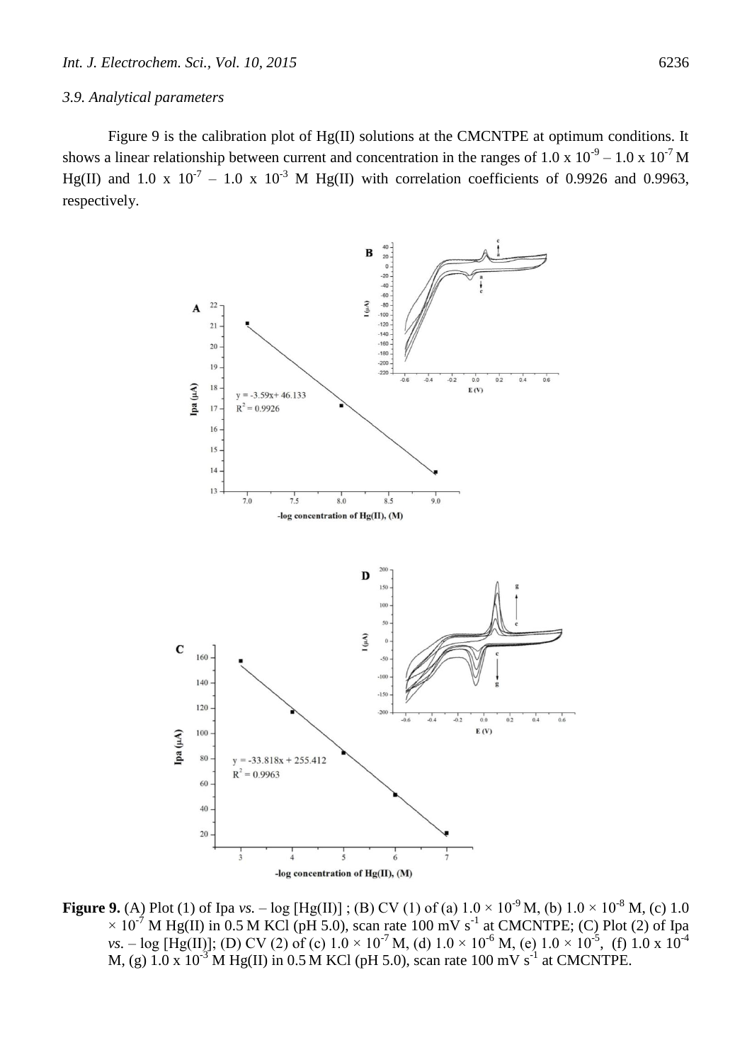### 3.9. Analytical parameters

Figure 9 is the calibration plot of Hg(II) solutions at the CMCNTPE at optimum conditions. It shows a linear relationship between current and concentration in the ranges of $1.0 \times 10^{-9} - 1.0 \times 10^{-7}$ M Hg(II) and $1.0 \times 10^{-7} - 1.0 \times 10^{-3}$ M Hg(II) with correlation coefficients of 0.9926 and 0.9963, respectively.

**Figure 9.** (A) Plot (1) of Ipa *vs.* – log [Hg(II)] ; (B) CV (1) of (a) $1.0 \times 10^{-9}$ M, (b) $1.0 \times 10^{-8}$ M, (c) $1.0 \times 10^{-7}$ M Hg(II) in 0.5 M KCl (pH 5.0), scan rate 100 mV $s^{-1}$ at CMCNTPE; (C) Plot (2) of Ipa *vs.* – log [Hg(II)]; (D) CV (2) of (c) $1.0 \times 10^{-7}$ M, (d) $1.0 \times 10^{-6}$ M, (e) $1.0 \times 10^{-5}$, (f) $1.0 \times 10^{-4}$ M, (g) $1.0 \times 10^{-3}$ M Hg(II) in 0.5 M KCl (pH 5.0), scan rate 100 mV $s^{-1}$ at CMCNTPE.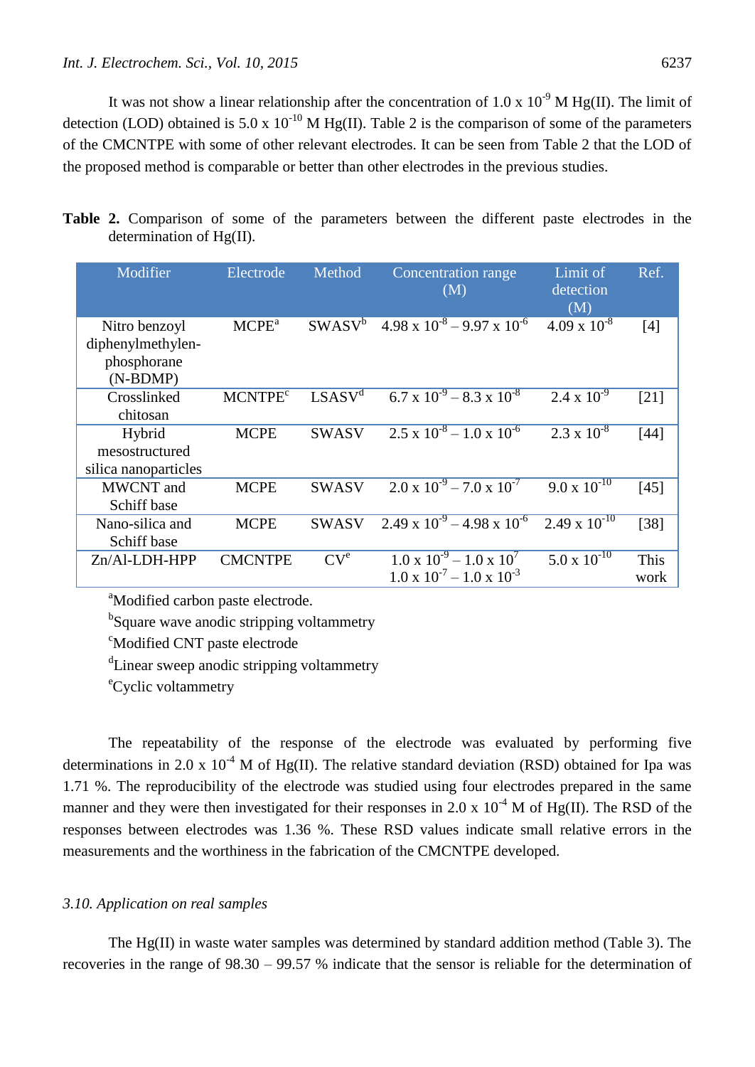It was not show a linear relationship after the concentration of $1.0 \times 10^{-9}$ M Hg(II). The limit of detection (LOD) obtained is $5.0 \times 10^{-10}$ M Hg(II). Table 2 is the comparison of some of the parameters of the CMCNTPE with some of other relevant electrodes. It can be seen from Table 2 that the LOD of the proposed method is comparable or better than other electrodes in the previous studies.

**Table 2.** Comparison of some of the parameters between the different paste electrodes in the determination of Hg(II).

| Modifier | Electrode | Method | Concentration range (M) | Limit of detection (M) | Ref. |
|---|---|---|---|---|---|
| Nitro benzoyl diphenylmethylen-phosphorane (N-BDMP) | MCPE[a] | SWASV[b] | $4.98 \times 10^{-8} – 9.97 \times 10^{-6}$ | $4.09 \times 10^{-8}$ | [4] |
| Crosslinked chitosan | MCNTPE[c] | LSASV[d] | $6.7 \times 10^{-9} – 8.3 \times 10^{-8}$ | $2.4 \times 10^{-9}$ | [21] |
| Hybrid mesostructured silica nanoparticles | MCPE | SWASV | $2.5 \times 10^{-8} – 1.0 \times 10^{-6}$ | $2.3 \times 10^{-8}$ | [44] |
| MWCNT and Schiff base | MCPE | SWASV | $2.0 \times 10^{-9} – 7.0 \times 10^{-7}$ | $9.0 \times 10^{-10}$ | [45] |
| Nano-silica and Schiff base | MCPE | SWASV | $2.49 \times 10^{-9} – 4.98 \times 10^{-6}$ | $2.49 \times 10^{-10}$ | [38] |
| Zn/Al-LDH-HPP | CMCNTPE | CV[e] | $1.0 \times 10^{-9} – 1.0 \times 10^{7}$<br>$1.0 \times 10^{-7} – 1.0 \times 10^{-3}$ | $5.0 \times 10^{-10}$ | This work |

[a]Modified carbon paste electrode.
[b]Square wave anodic stripping voltammetry
[c]Modified CNT paste electrode
[d]Linear sweep anodic stripping voltammetry
[e]Cyclic voltammetry

The repeatability of the response of the electrode was evaluated by performing five determinations in $2.0 \times 10^{-4}$ M of Hg(II). The relative standard deviation (RSD) obtained for Ipa was 1.71 %. The reproducibility of the electrode was studied using four electrodes prepared in the same manner and they were then investigated for their responses in $2.0 \times 10^{-4}$ M of Hg(II). The RSD of the responses between electrodes was 1.36 %. These RSD values indicate small relative errors in the measurements and the worthiness in the fabrication of the CMCNTPE developed.

### *3.10. Application on real samples*

The Hg(II) in waste water samples was determined by standard addition method (Table 3). The recoveries in the range of 98.30 – 99.57 % indicate that the sensor is reliable for the determination of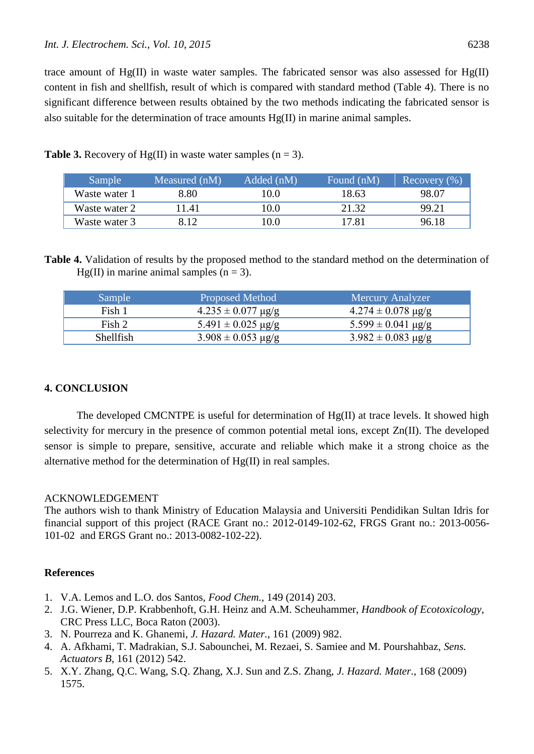trace amount of Hg(II) in waste water samples. The fabricated sensor was also assessed for Hg(II) content in fish and shellfish, result of which is compared with standard method (Table 4). There is no significant difference between results obtained by the two methods indicating the fabricated sensor is also suitable for the determination of trace amounts Hg(II) in marine animal samples.

**Table 3.** Recovery of Hg(II) in waste water samples (n = 3).

| Sample | Measured (nM) | Added (nM) | Found (nM) | Recovery (%) |
|---|---|---|---|---|
| Waste water 1 | 8.80 | 10.0 | 18.63 | 98.07 |
| Waste water 2 | 11.41 | 10.0 | 21.32 | 99.21 |
| Waste water 3 | 8.12 | 10.0 | 17.81 | 96.18 |

**Table 4.** Validation of results by the proposed method to the standard method on the determination of Hg(II) in marine animal samples (n = 3).

| Sample | Proposed Method | Mercury Analyzer |
|---|---|---|
| Fish 1 | $4.235 \pm 0.077$ μg/g | $4.274 \pm 0.078$ μg/g |
| Fish 2 | $5.491 \pm 0.025$ μg/g | $5.599 \pm 0.041$ μg/g |
| Shellfish | $3.908 \pm 0.053$ μg/g | $3.982 \pm 0.083$ μg/g |

## 4. CONCLUSION

The developed CMCNTPE is useful for determination of Hg(II) at trace levels. It showed high selectivity for mercury in the presence of common potential metal ions, except Zn(II). The developed sensor is simple to prepare, sensitive, accurate and reliable which make it a strong choice as the alternative method for the determination of Hg(II) in real samples.

ACKNOWLEDGEMENT

The authors wish to thank Ministry of Education Malaysia and Universiti Pendidikan Sultan Idris for financial support of this project (RACE Grant no.: 2012-0149-102-62, FRGS Grant no.: 2013-0056-101-02 and ERGS Grant no.: 2013-0082-102-22).

**References**

1. V.A. Lemos and L.O. dos Santos, *Food Chem.*, 149 (2014) 203.
2. J.G. Wiener, D.P. Krabbenhoft, G.H. Heinz and A.M. Scheuhammer, *Handbook of Ecotoxicology*, CRC Press LLC, Boca Raton (2003).
3. N. Pourreza and K. Ghanemi, *J. Hazard. Mater.*, 161 (2009) 982.
4. A. Afkhami, T. Madrakian, S.J. Sabounchei, M. Rezaei, S. Samiee and M. Pourshahbaz, *Sens. Actuators B*, 161 (2012) 542.
5. X.Y. Zhang, Q.C. Wang, S.Q. Zhang, X.J. Sun and Z.S. Zhang, *J. Hazard. Mater.*, 168 (2009) 1575.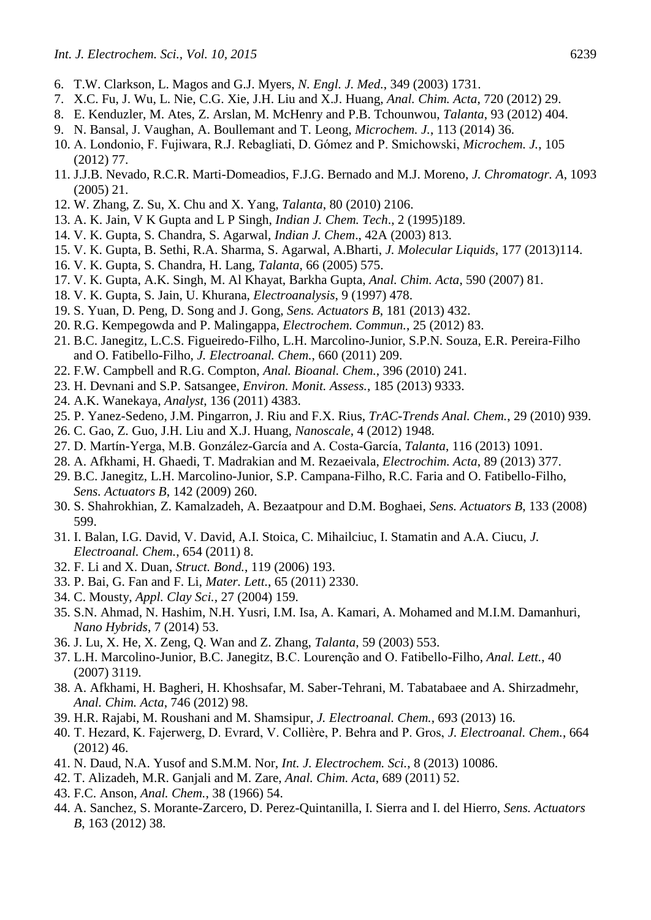6. T.W. Clarkson, L. Magos and G.J. Myers, *N. Engl. J. Med.*, 349 (2003) 1731.
7. X.C. Fu, J. Wu, L. Nie, C.G. Xie, J.H. Liu and X.J. Huang, *Anal. Chim. Acta*, 720 (2012) 29.
8. E. Kenduzler, M. Ates, Z. Arslan, M. McHenry and P.B. Tchounwou, *Talanta*, 93 (2012) 404.
9. N. Bansal, J. Vaughan, A. Boullemant and T. Leong, *Microchem. J.*, 113 (2014) 36.
10. A. Londonio, F. Fujiwara, R.J. Rebagliati, D. Gómez and P. Smichowski, *Microchem. J.*, 105 (2012) 77.
11. J.J.B. Nevado, R.C.R. Marti-Domeadios, F.J.G. Bernado and M.J. Moreno, *J. Chromatogr. A*, 1093 (2005) 21.
12. W. Zhang, Z. Su, X. Chu and X. Yang, *Talanta*, 80 (2010) 2106.
13. A. K. Jain, V K Gupta and L P Singh, *Indian J. Chem. Tech*., 2 (1995)189.
14. V. K. Gupta, S. Chandra, S. Agarwal, *Indian J. Chem*., 42A (2003) 813.
15. V. K. Gupta, B. Sethi, R.A. Sharma, S. Agarwal, A.Bharti, *J. Molecular Liquids*, 177 (2013)114.
16. V. K. Gupta, S. Chandra, H. Lang, *Talanta*, 66 (2005) 575.
17. V. K. Gupta, A.K. Singh, M. Al Khayat, Barkha Gupta, *Anal. Chim. Acta*, 590 (2007) 81.
18. V. K. Gupta, S. Jain, U. Khurana, *Electroanalysis*, 9 (1997) 478.
19. S. Yuan, D. Peng, D. Song and J. Gong, *Sens. Actuators B*, 181 (2013) 432.
20. R.G. Kempegowda and P. Malingappa, *Electrochem. Commun.*, 25 (2012) 83.
21. B.C. Janegitz, L.C.S. Figueiredo-Filho, L.H. Marcolino-Junior, S.P.N. Souza, E.R. Pereira-Filho and O. Fatibello-Filho, *J. Electroanal. Chem.*, 660 (2011) 209.
22. F.W. Campbell and R.G. Compton, *Anal. Bioanal. Chem.*, 396 (2010) 241.
23. H. Devnani and S.P. Satsangee, *Environ. Monit. Assess.*, 185 (2013) 9333.
24. A.K. Wanekaya, *Analyst*, 136 (2011) 4383.
25. P. Yanez-Sedeno, J.M. Pingarron, J. Riu and F.X. Rius, *TrAC-Trends Anal. Chem.*, 29 (2010) 939.
26. C. Gao, Z. Guo, J.H. Liu and X.J. Huang, *Nanoscale*, 4 (2012) 1948.
27. D. Martín-Yerga, M.B. González-García and A. Costa-García, *Talanta*, 116 (2013) 1091.
28. A. Afkhami, H. Ghaedi, T. Madrakian and M. Rezaeivala, *Electrochim. Acta*, 89 (2013) 377.
29. B.C. Janegitz, L.H. Marcolino-Junior, S.P. Campana-Filho, R.C. Faria and O. Fatibello-Filho, *Sens. Actuators B*, 142 (2009) 260.
30. S. Shahrokhian, Z. Kamalzadeh, A. Bezaatpour and D.M. Boghaei, *Sens. Actuators B*, 133 (2008) 599.
31. I. Balan, I.G. David, V. David, A.I. Stoica, C. Mihailciuc, I. Stamatin and A.A. Ciucu, *J. Electroanal. Chem.*, 654 (2011) 8.
32. F. Li and X. Duan, *Struct. Bond.*, 119 (2006) 193.
33. P. Bai, G. Fan and F. Li, *Mater. Lett.*, 65 (2011) 2330.
34. C. Mousty, *Appl. Clay Sci.*, 27 (2004) 159.
35. S.N. Ahmad, N. Hashim, N.H. Yusri, I.M. Isa, A. Kamari, A. Mohamed and M.I.M. Damanhuri, *Nano Hybrids*, 7 (2014) 53.
36. J. Lu, X. He, X. Zeng, Q. Wan and Z. Zhang, *Talanta*, 59 (2003) 553.
37. L.H. Marcolino-Junior, B.C. Janegitz, B.C. Lourenção and O. Fatibello-Filho, *Anal. Lett.*, 40 (2007) 3119.
38. A. Afkhami, H. Bagheri, H. Khoshsafar, M. Saber-Tehrani, M. Tabatabaee and A. Shirzadmehr, *Anal. Chim. Acta*, 746 (2012) 98.
39. H.R. Rajabi, M. Roushani and M. Shamsipur, *J. Electroanal. Chem.*, 693 (2013) 16.
40. T. Hezard, K. Fajerweg, D. Evrard, V. Collière, P. Behra and P. Gros, *J. Electroanal. Chem.*, 664 (2012) 46.
41. N. Daud, N.A. Yusof and S.M.M. Nor, *Int. J. Electrochem. Sci.*, 8 (2013) 10086.
42. T. Alizadeh, M.R. Ganjali and M. Zare, *Anal. Chim. Acta*, 689 (2011) 52.
43. F.C. Anson, *Anal. Chem.*, 38 (1966) 54.
44. A. Sanchez, S. Morante-Zarcero, D. Perez-Quintanilla, I. Sierra and I. del Hierro, *Sens. Actuators B*, 163 (2012) 38.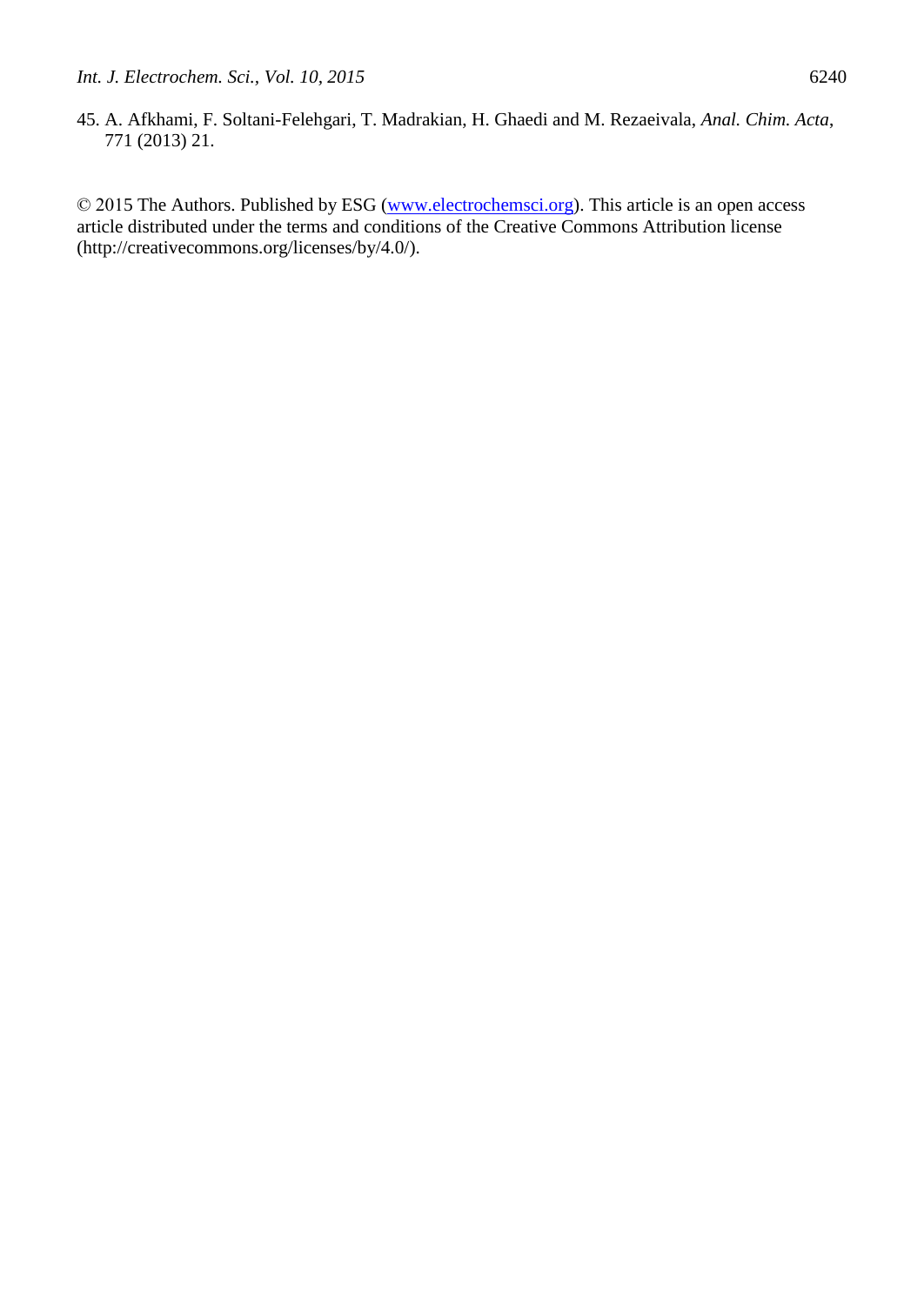45. A. Afkhami, F. Soltani-Felehgari, T. Madrakian, H. Ghaedi and M. Rezaeivala, *Anal. Chim. Acta*, 771 (2013) 21.

© 2015 The Authors. Published by ESG (www.electrochemsci.org). This article is an open access article distributed under the terms and conditions of the Creative Commons Attribution license (http://creativecommons.org/licenses/by/4.0/).